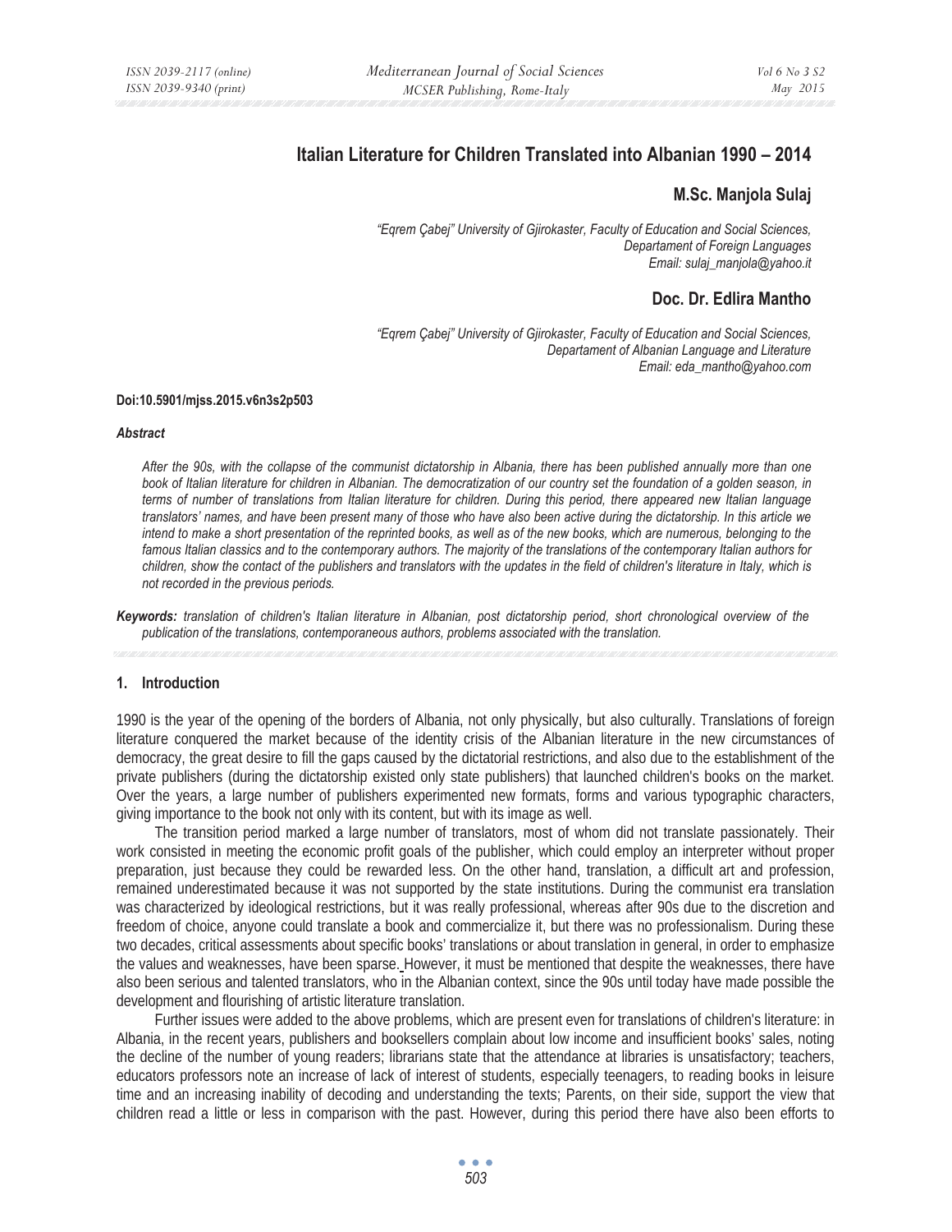# Italian Literature for Children Translated into Albanian 1990 – 2014

## M.Sc. Manjola Sulaj

*"Eqrem Çabej" University of Gjirokaster, Faculty of Education and Social Sciences, Departament of Foreign Languages*
*Email: sulaj_manjola@yahoo.it*

## Doc. Dr. Edlira Mantho

*"Eqrem Çabej" University of Gjirokaster, Faculty of Education and Social Sciences, Departament of Albanian Language and Literature*
*Email: eda_mantho@yahoo.com*

**Doi:10.5901/mjss.2015.v6n3s2p503**

***Abstract***

*After the 90s, with the collapse of the communist dictatorship in Albania, there has been published annually more than one book of Italian literature for children in Albanian. The democratization of our country set the foundation of a golden season, in terms of number of translations from Italian literature for children. During this period, there appeared new Italian language translators' names, and have been present many of those who have also been active during the dictatorship. In this article we intend to make a short presentation of the reprinted books, as well as of the new books, which are numerous, belonging to the famous Italian classics and to the contemporary authors. The majority of the translations of the contemporary Italian authors for children, show the contact of the publishers and translators with the updates in the field of children's literature in Italy, which is not recorded in the previous periods.*

***Keywords:*** *translation of children's Italian literature in Albanian, post dictatorship period, short chronological overview of the publication of the translations, contemporaneous authors, problems associated with the translation.*

## 1. Introduction

1990 is the year of the opening of the borders of Albania, not only physically, but also culturally. Translations of foreign literature conquered the market because of the identity crisis of the Albanian literature in the new circumstances of democracy, the great desire to fill the gaps caused by the dictatorial restrictions, and also due to the establishment of the private publishers (during the dictatorship existed only state publishers) that launched children's books on the market. Over the years, a large number of publishers experimented new formats, forms and various typographic characters, giving importance to the book not only with its content, but with its image as well.

The transition period marked a large number of translators, most of whom did not translate passionately. Their work consisted in meeting the economic profit goals of the publisher, which could employ an interpreter without proper preparation, just because they could be rewarded less. On the other hand, translation, a difficult art and profession, remained underestimated because it was not supported by the state institutions. During the communist era translation was characterized by ideological restrictions, but it was really professional, whereas after 90s due to the discretion and freedom of choice, anyone could translate a book and commercialize it, but there was no professionalism. During these two decades, critical assessments about specific books' translations or about translation in general, in order to emphasize the values and weaknesses, have been sparse. However, it must be mentioned that despite the weaknesses, there have also been serious and talented translators, who in the Albanian context, since the 90s until today have made possible the development and flourishing of artistic literature translation.

Further issues were added to the above problems, which are present even for translations of children's literature: in Albania, in the recent years, publishers and booksellers complain about low income and insufficient books' sales, noting the decline of the number of young readers; librarians state that the attendance at libraries is unsatisfactory; teachers, educators professors note an increase of lack of interest of students, especially teenagers, to reading books in leisure time and an increasing inability of decoding and understanding the texts; Parents, on their side, support the view that children read a little or less in comparison with the past. However, during this period there have also been efforts to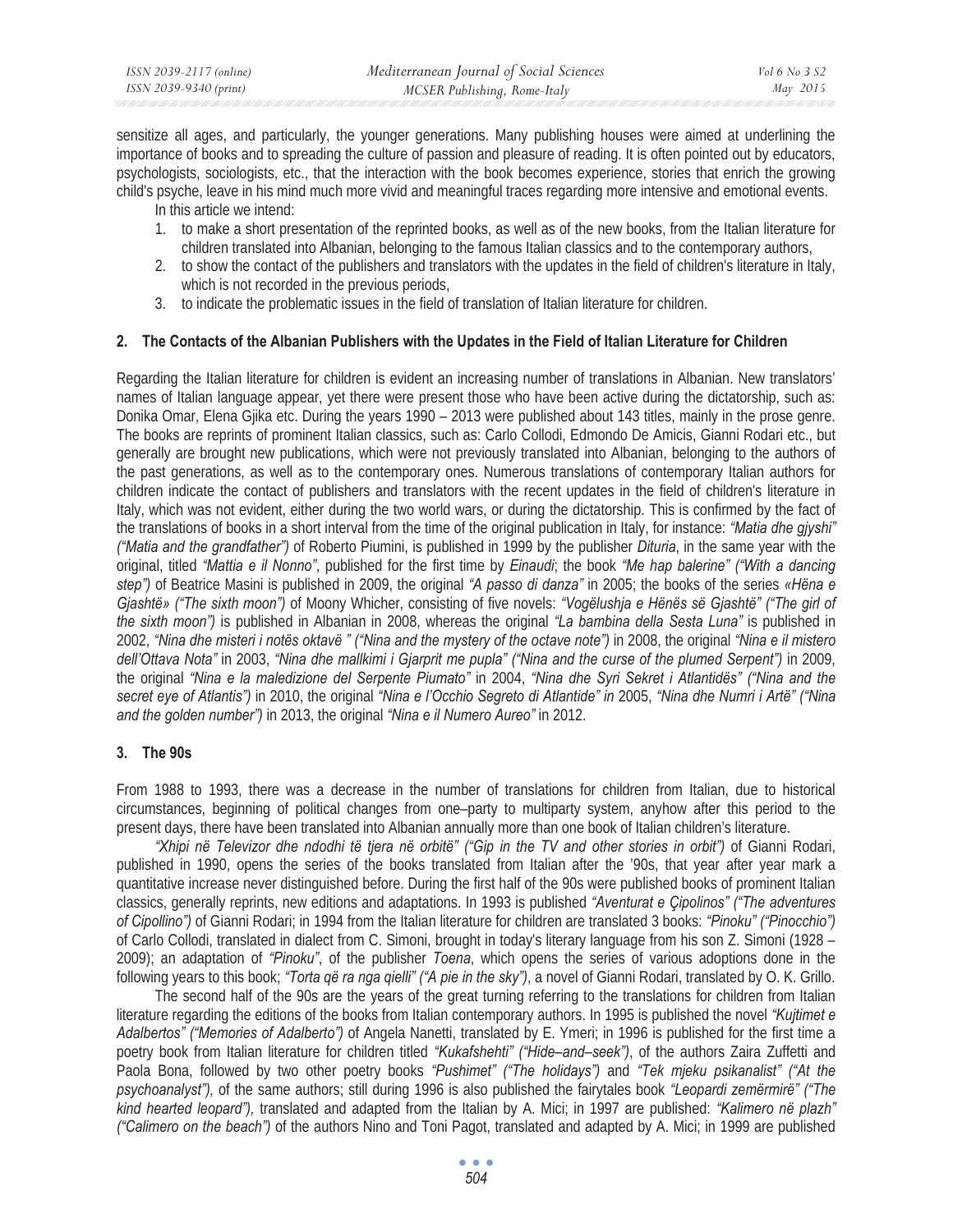sensitize all ages, and particularly, the younger generations. Many publishing houses were aimed at underlining the importance of books and to spreading the culture of passion and pleasure of reading. It is often pointed out by educators, psychologists, sociologists, etc., that the interaction with the book becomes experience, stories that enrich the growing child's psyche, leave in his mind much more vivid and meaningful traces regarding more intensive and emotional events.

In this article we intend:

1. to make a short presentation of the reprinted books, as well as of the new books, from the Italian literature for children translated into Albanian, belonging to the famous Italian classics and to the contemporary authors,
2. to show the contact of the publishers and translators with the updates in the field of children's literature in Italy, which is not recorded in the previous periods,
3. to indicate the problematic issues in the field of translation of Italian literature for children.

## 2. The Contacts of the Albanian Publishers with the Updates in the Field of Italian Literature for Children

Regarding the Italian literature for children is evident an increasing number of translations in Albanian. New translators' names of Italian language appear, yet there were present those who have been active during the dictatorship, such as: Donika Omar, Elena Gjika etc. During the years 1990 – 2013 were published about 143 titles, mainly in the prose genre. The books are reprints of prominent Italian classics, such as: Carlo Collodi, Edmondo De Amicis, Gianni Rodari etc., but generally are brought new publications, which were not previously translated into Albanian, belonging to the authors of the past generations, as well as to the contemporary ones. Numerous translations of contemporary Italian authors for children indicate the contact of publishers and translators with the recent updates in the field of children's literature in Italy, which was not evident, either during the two world wars, or during the dictatorship. This is confirmed by the fact of the translations of books in a short interval from the time of the original publication in Italy, for instance: *"Matia dhe gjyshi" ("Matia and the grandfather")* of Roberto Piumini, is published in 1999 by the publisher *Dituria*, in the same year with the original, titled *"Mattia e il Nonno"*, published for the first time by *Einaudi*; the book *"Me hap balerine" ("With a dancing step")* of Beatrice Masini is published in 2009, the original *"A passo di danza"* in 2005; the books of the series *«Hëna e Gjashtë» ("The sixth moon")* of Moony Whicher, consisting of five novels: *"Vogëlushja e Hënës së Gjashtë" ("The girl of the sixth moon")* is published in Albanian in 2008, whereas the original *"La bambina della Sesta Luna"* is published in 2002, *"Nina dhe misteri i notës oktavë " ("Nina and the mystery of the octave note")* in 2008, the original *"Nina e il mistero dell'Ottava Nota"* in 2003, *"Nina dhe mallkimi i Gjarprit me pupla" ("Nina and the curse of the plumed Serpent")* in 2009, the original *"Nina e la maledizione del Serpente Piumato"* in 2004, *"Nina dhe Syri Sekret i Atlantidës" ("Nina and the secret eye of Atlantis")* in 2010, the original *"Nina e l'Occhio Segreto di Atlantide" in* 2005, *"Nina dhe Numri i Artë" ("Nina and the golden number")* in 2013, the original *"Nina e il Numero Aureo"* in 2012.

## 3. The 90s

From 1988 to 1993, there was a decrease in the number of translations for children from Italian, due to historical circumstances, beginning of political changes from one–party to multiparty system, anyhow after this period to the present days, there have been translated into Albanian annually more than one book of Italian children's literature.

*"Xhipi në Televizor dhe ndodhi të tjera në orbitë" ("Gip in the TV and other stories in orbit")* of Gianni Rodari, published in 1990, opens the series of the books translated from Italian after the '90s, that year after year mark a quantitative increase never distinguished before. During the first half of the 90s were published books of prominent Italian classics, generally reprints, new editions and adaptations. In 1993 is published *"Aventurat e Çipolinos" ("The adventures of Cipollino")* of Gianni Rodari; in 1994 from the Italian literature for children are translated 3 books: *"Pinoku" ("Pinocchio")* of Carlo Collodi, translated in dialect from C. Simoni, brought in today's literary language from his son Z. Simoni (1928 – 2009); an adaptation of *"Pinoku"*, of the publisher *Toena*, which opens the series of various adoptions done in the following years to this book; *"Torta që ra nga qielli" ("A pie in the sky")*, a novel of Gianni Rodari, translated by O. K. Grillo.

The second half of the 90s are the years of the great turning referring to the translations for children from Italian literature regarding the editions of the books from Italian contemporary authors. In 1995 is published the novel *"Kujtimet e Adalbertos" ("Memories of Adalberto")* of Angela Nanetti, translated by E. Ymeri; in 1996 is published for the first time a poetry book from Italian literature for children titled *"Kukafshehti" ("Hide–and–seek")*, of the authors Zaira Zuffetti and Paola Bona, followed by two other poetry books *"Pushimet" ("The holidays")* and *"Tek mjeku psikanalist" ("At the psychoanalyst"),* of the same authors; still during 1996 is also published the fairytales book *"Leopardi zemërmirë" ("The kind hearted leopard"),* translated and adapted from the Italian by A. Mici; in 1997 are published: *"Kalimero në plazh" ("Calimero on the beach")* of the authors Nino and Toni Pagot, translated and adapted by A. Mici; in 1999 are published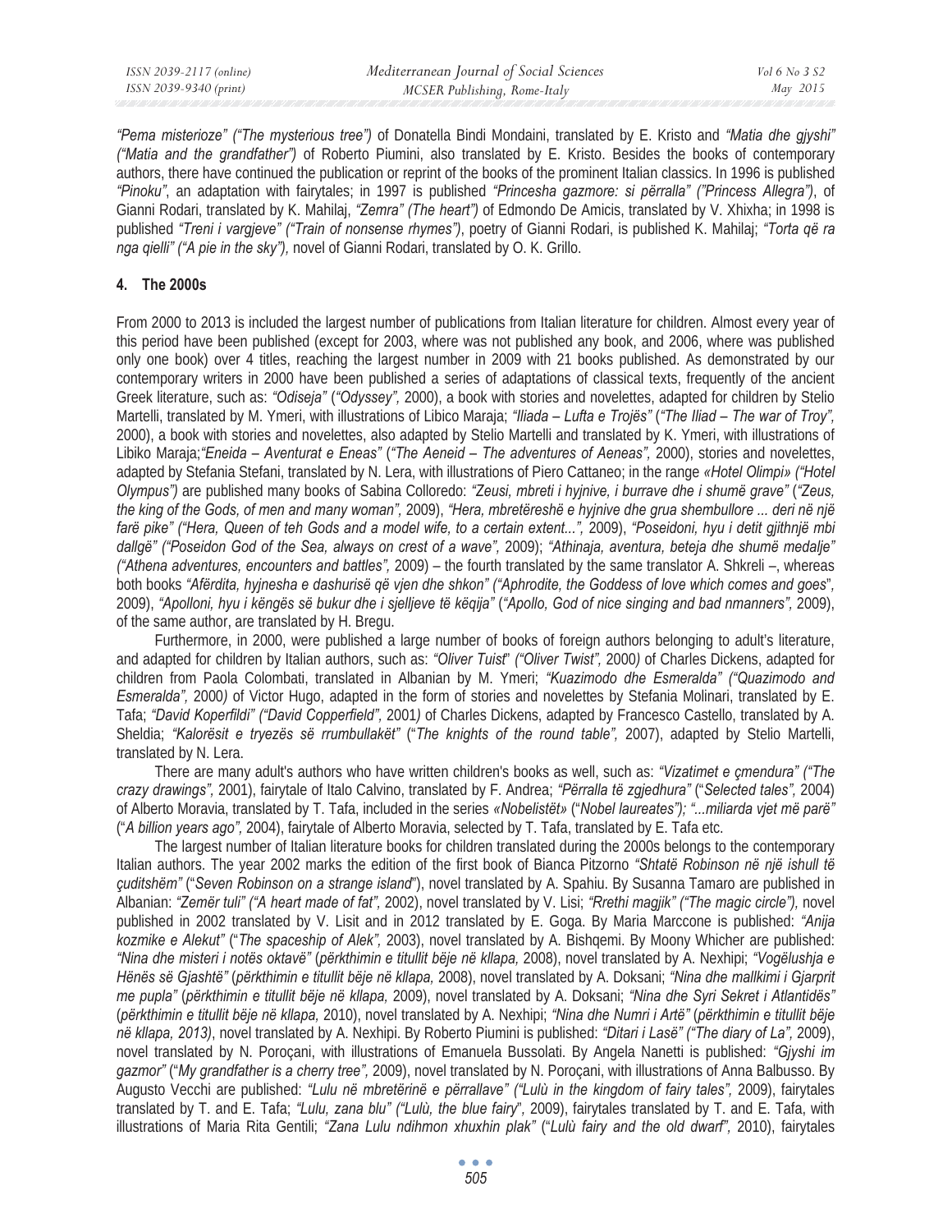*"Pema misterioze" ("The mysterious tree")* of Donatella Bindi Mondaini, translated by E. Kristo and *"Matia dhe gjyshi" ("Matia and the grandfather")* of Roberto Piumini, also translated by E. Kristo. Besides the books of contemporary authors, there have continued the publication or reprint of the books of the prominent Italian classics. In 1996 is published *"Pinoku"*, an adaptation with fairytales; in 1997 is published *"Princesha gazmore: si përralla" ("Princess Allegra")*, of Gianni Rodari, translated by K. Mahilaj, *"Zemra" (The heart")* of Edmondo De Amicis, translated by V. Xhixha; in 1998 is published *"Treni i vargjeve" ("Train of nonsense rhymes")*, poetry of Gianni Rodari, is published K. Mahilaj; *"Torta që ra nga qielli" ("A pie in the sky"),* novel of Gianni Rodari, translated by O. K. Grillo.

## 4. The 2000s

From 2000 to 2013 is included the largest number of publications from Italian literature for children. Almost every year of this period have been published (except for 2003, where was not published any book, and 2006, where was published only one book) over 4 titles, reaching the largest number in 2009 with 21 books published. As demonstrated by our contemporary writers in 2000 have been published a series of adaptations of classical texts, frequently of the ancient Greek literature, such as: *"Odiseja"* (*"Odyssey",* 2000), a book with stories and novelettes, adapted for children by Stelio Martelli, translated by M. Ymeri, with illustrations of Libico Maraja; *"Iliada – Lufta e Trojës"* (*"The Iliad – The war of Troy",* 2000), a book with stories and novelettes, also adapted by Stelio Martelli and translated by K. Ymeri, with illustrations of Libiko Maraja;*"Eneida – Aventurat e Eneas"* (*"The Aeneid – The adventures of Aeneas",* 2000), stories and novelettes, adapted by Stefania Stefani, translated by N. Lera, with illustrations of Piero Cattaneo; in the range *«Hotel Olimpi» ("Hotel Olympus")* are published many books of Sabina Colloredo: *"Zeusi, mbreti i hyjnive, i burrave dhe i shumë grave"* (*"Zeus, the king of the Gods, of men and many woman",* 2009), *"Hera, mbretëreshë e hyjnive dhe grua shembullore ... deri në një farë pike" ("Hera, Queen of teh Gods and a model wife, to a certain extent...",* 2009), *"Poseidoni, hyu i detit gjithnjë mbi dallgë" ("Poseidon God of the Sea, always on crest of a wave",* 2009); *"Athinaja, aventura, beteja dhe shumë medalje" ("Athena adventures, encounters and battles",* 2009) – the fourth translated by the same translator A. Shkreli –, whereas both books *"Afërdita, hyjnesha e dashurisë që vjen dhe shkon" ("Aphrodite, the Goddess of love which comes and goes*", 2009), *"Apolloni, hyu i këngës së bukur dhe i sjelljeve të këqija"* (*"Apollo, God of nice singing and bad nmanners",* 2009), of the same author, are translated by H. Bregu.

Furthermore, in 2000, were published a large number of books of foreign authors belonging to adult's literature, and adapted for children by Italian authors, such as: *"Oliver Tuist*" *("Oliver Twist",* 2000*)* of Charles Dickens, adapted for children from Paola Colombati, translated in Albanian by M. Ymeri; *"Kuazimodo dhe Esmeralda" ("Quazimodo and Esmeralda",* 2000*)* of Victor Hugo, adapted in the form of stories and novelettes by Stefania Molinari, translated by E. Tafa; *"David Koperfildi" ("David Copperfield",* 2001*)* of Charles Dickens, adapted by Francesco Castello, translated by A. Sheldia; *"Kalorësit e tryezës së rrumbullakët"* ("*The knights of the round table",* 2007), adapted by Stelio Martelli, translated by N. Lera.

There are many adult's authors who have written children's books as well, such as: *"Vizatimet e çmendura" ("The crazy drawings",* 2001), fairytale of Italo Calvino, translated by F. Andrea; *"Përralla të zgjedhura"* ("*Selected tales",* 2004) of Alberto Moravia, translated by T. Tafa, included in the series *«Nobelistët»* ("*Nobel laureates"); "...miliarda vjet më parë"* ("*A billion years ago",* 2004), fairytale of Alberto Moravia, selected by T. Tafa, translated by E. Tafa etc.

The largest number of Italian literature books for children translated during the 2000s belongs to the contemporary Italian authors. The year 2002 marks the edition of the first book of Bianca Pitzorno *"Shtatë Robinson në një ishull të çuditshëm"* ("*Seven Robinson on a strange island*"), novel translated by A. Spahiu. By Susanna Tamaro are published in Albanian: *"Zemër tuli" ("A heart made of fat",* 2002), novel translated by V. Lisi; *"Rrethi magjik" ("The magic circle"),* novel published in 2002 translated by V. Lisit and in 2012 translated by E. Goga. By Maria Marccone is published: *"Anija kozmike e Alekut"* ("*The spaceship of Alek",* 2003), novel translated by A. Bishqemi. By Moony Whicher are published: *"Nina dhe misteri i notës oktavë"* (*përkthimin e titullit bëje në kllapa,* 2008), novel translated by A. Nexhipi; *"Vogëlushja e Hënës së Gjashtë"* (*përkthimin e titullit bëje në kllapa,* 2008), novel translated by A. Doksani; *"Nina dhe mallkimi i Gjarprit me pupla"* (*përkthimin e titullit bëje në kllapa,* 2009), novel translated by A. Doksani; *"Nina dhe Syri Sekret i Atlantidës"* (*përkthimin e titullit bëje në kllapa,* 2010), novel translated by A. Nexhipi; *"Nina dhe Numri i Artë"* (*përkthimin e titullit bëje në kllapa, 2013)*, novel translated by A. Nexhipi. By Roberto Piumini is published: *"Ditari i Lasë" ("The diary of La",* 2009), novel translated by N. Poroçani, with illustrations of Emanuela Bussolati. By Angela Nanetti is published: *"Gjyshi im gazmor"* ("*My grandfather is a cherry tree",* 2009), novel translated by N. Poroçani, with illustrations of Anna Balbusso. By Augusto Vecchi are published: *"Lulu në mbretërinë e përrallave" ("Lulù in the kingdom of fairy tales",* 2009), fairytales translated by T. and E. Tafa; *"Lulu, zana blu" ("Lulù, the blue fairy*", 2009), fairytales translated by T. and E. Tafa, with illustrations of Maria Rita Gentili; *"Zana Lulu ndihmon xhuxhin plak"* ("*Lulù fairy and the old dwarf",* 2010), fairytales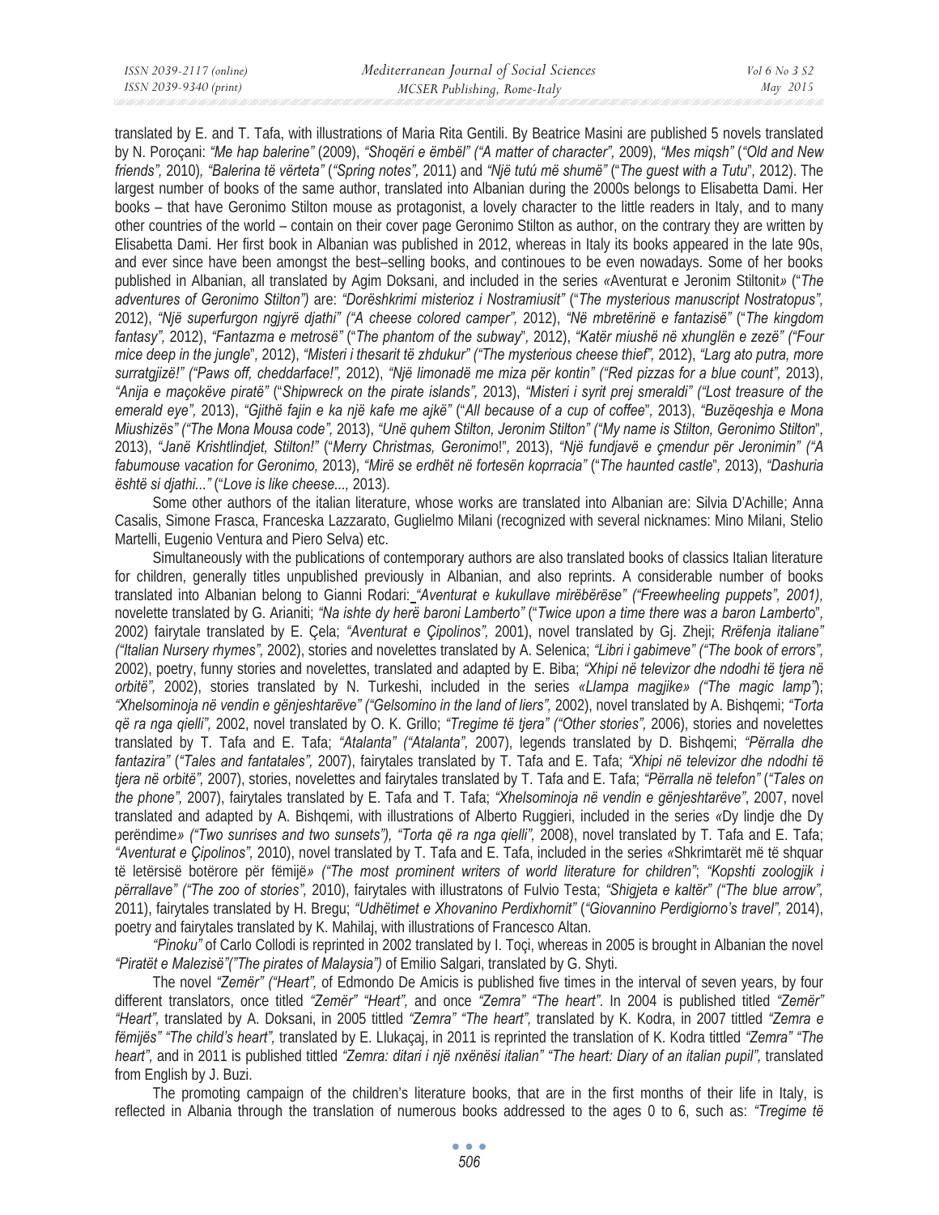translated by E. and T. Tafa, with illustrations of Maria Rita Gentili. By Beatrice Masini are published 5 novels translated by N. Poroçani: *"Me hap balerine"* (2009), *"Shoqëri e ëmbël" ("A matter of character",* 2009), *"Mes miqsh"* (*"Old and New friends",* 2010), *"Balerina të vërteta" ("Spring notes",* 2011) and *"Një tutú më shumë"* (*"The guest with a Tutu",* 2012). The largest number of books of the same author, translated into Albanian during the 2000s belongs to Elisabetta Dami. Her books – that have Geronimo Stilton mouse as protagonist, a lovely character to the little readers in Italy, and to many other countries of the world – contain on their cover page Geronimo Stilton as author, on the contrary they are written by Elisabetta Dami. Her first book in Albanian was published in 2012, whereas in Italy its books appeared in the late 90s, and ever since have been amongst the best–selling books, and continoues to be even nowadays. Some of her books published in Albanian, all translated by Agim Doksani, and included in the series «Aventurat e Jeronim Stiltonit» (*"The adventures of Geronimo Stilton")* are: *"Dorëshkrimi misterioz i Nostramiusit"* (*"The mysterious manuscript Nostratopus",* 2012), *"Një superfurgon ngjyrë djathi" ("A cheese colored camper",* 2012), *"Në mbretërinë e fantazisë"* (*"The kingdom fantasy",* 2012), *"Fantazma e metrosë"* (*"The phantom of the subway",* 2012), *"Katër miushë në xhunglën e zezë" ("Four mice deep in the jungle",* 2012), *"Misteri i thesarit të zhdukur" ("The mysterious cheese thief",* 2012), *"Larg ato putra, more surratgjizë!" ("Paws off, cheddarface!",* 2012), *"Një limonadë me miza për kontin" ("Red pizzas for a blue count",* 2013), *"Anija e maçokëve piratë"* (*"Shipwreck on the pirate islands",* 2013), *"Misteri i syrit prej smeraldi" ("Lost treasure of the emerald eye",* 2013), *"Gjithë fajin e ka një kafe me ajkë"* (*"All because of a cup of coffee",* 2013), *"Buzëqeshja e Mona Miushizës" ("The Mona Mousa code",* 2013), *"Unë quhem Stilton, Jeronim Stilton" ("My name is Stilton, Geronimo Stilton",* 2013), *"Janë Krishtlindjet, Stilton!"* (*"Merry Christmas, Geronimo!",* 2013), *"Një fundjavë e çmendur për Jeronimin" ("A fabumouse vacation for Geronimo,* 2013), *"Mirë se erdhët në fortesën koprracia"* (*"The haunted castle",* 2013), *"Dashuria është si djathi..."* (*"Love is like cheese...,* 2013).

Some other authors of the italian literature, whose works are translated into Albanian are: Silvia D'Achille; Anna Casalis, Simone Frasca, Franceska Lazzarato, Guglielmo Milani (recognized with several nicknames: Mino Milani, Stelio Martelli, Eugenio Ventura and Piero Selva) etc.

Simultaneously with the publications of contemporary authors are also translated books of classics Italian literature for children, generally titles unpublished previously in Albanian, and also reprints. A considerable number of books translated into Albanian belong to Gianni Rodari: *"Aventurat e kukullave mirëbërëse" ("Freewheeling puppets", 2001),* novelette translated by G. Arianiti; *"Na ishte dy herë baroni Lamberto"* (*"Twice upon a time there was a baron Lamberto",* 2002) fairytale translated by E. Çela; *"Aventurat e Çipolinos",* 2001), novel translated by Gj. Zheji; *Rrëfenja italiane" ("Italian Nursery rhymes",* 2002), stories and novelettes translated by A. Selenica; *"Libri i gabimeve" ("The book of errors",* 2002), poetry, funny stories and novelettes, translated and adapted by E. Biba; *"Xhipi në televizor dhe ndodhi të tjera në orbitë",* 2002), stories translated by N. Turkeshi, included in the series *«Llampa magjike» ("The magic lamp"*); *"Xhelsominoja në vendin e gënjeshtarëve" ("Gelsomino in the land of liers",* 2002), novel translated by A. Bishqemi; *"Torta që ra nga qielli"*, 2002, novel translated by O. K. Grillo; *"Tregime të tjera" ("Other stories",* 2006), stories and novelettes translated by T. Tafa and E. Tafa; *"Atalanta" ("Atalanta",* 2007), legends translated by D. Bishqemi; *"Përralla dhe fantazira"* (*"Tales and fantatales",* 2007), fairytales translated by T. Tafa and E. Tafa; *"Xhipi në televizor dhe ndodhi të tjera në orbitë",* 2007), stories, novelettes and fairytales translated by T. Tafa and E. Tafa; *"Përralla në telefon"* (*"Tales on the phone",* 2007), fairytales translated by E. Tafa and T. Tafa; *"Xhelsominoja në vendin e gënjeshtarëve"*, 2007, novel translated and adapted by A. Bishqemi, with illustrations of Alberto Ruggieri, included in the series «Dy lindje dhe Dy perëndime» *("Two sunrises and two sunsets"), "Torta që ra nga qielli",* 2008), novel translated by T. Tafa and E. Tafa; *"Aventurat e Çipolinos",* 2010), novel translated by T. Tafa and E. Tafa, included in the series «Shkrimtarët më të shquar të letërsisë botërore për fëmijë» *("The most prominent writers of world literature for children"*; *"Kopshti zoologjik i përrallave" ("The zoo of stories",* 2010), fairytales with illustratons of Fulvio Testa; *"Shigjeta e kaltër" ("The blue arrow",* 2011), fairytales translated by H. Bregu; *"Udhëtimet e Xhovanino Perdixhornit"* (*"Giovannino Perdigiorno's travel",* 2014), poetry and fairytales translated by K. Mahilaj, with illustrations of Francesco Altan.

*"Pinoku"* of Carlo Collodi is reprinted in 2002 translated by I. Toçi, whereas in 2005 is brought in Albanian the novel *"Piratët e Malezisë"("The pirates of Malaysia")* of Emilio Salgari, translated by G. Shyti.

The novel *"Zemër" ("Heart",* of Edmondo De Amicis is published five times in the interval of seven years, by four different translators, once titled *"Zemër" "Heart",* and once *"Zemra" "The heart".* In 2004 is published titled *"Zemër" "Heart",* translated by A. Doksani, in 2005 tittled *"Zemra" "The heart",* translated by K. Kodra, in 2007 tittled *"Zemra e fëmijës" "The child's heart",* translated by E. Llukaçaj, in 2011 is reprinted the translation of K. Kodra tittled *"Zemra" "The heart",* and in 2011 is published tittled *"Zemra: ditari i një nxënësi italian" "The heart: Diary of an italian pupil",* translated from English by J. Buzi.

The promoting campaign of the children's literature books, that are in the first months of their life in Italy, is reflected in Albania through the translation of numerous books addressed to the ages 0 to 6, such as: *"Tregime të*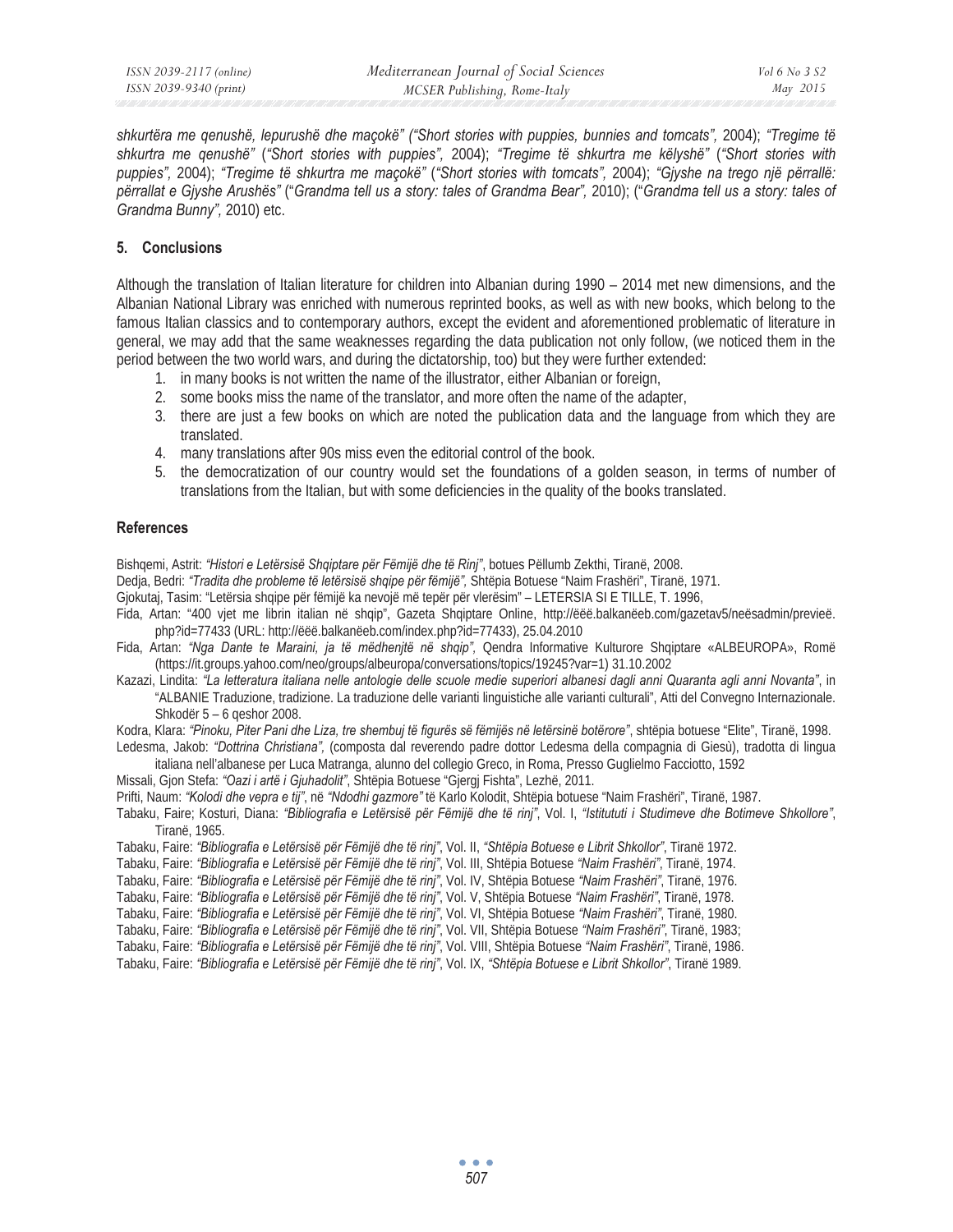*shkurtëra me qenushë, lepurushë dhe maçokë" ("Short stories with puppies, bunnies and tomcats",* 2004); *"Tregime të shkurtra me qenushë"* (*"Short stories with puppies",* 2004); *"Tregime të shkurtra me këlyshë"* (*"Short stories with puppies",* 2004); *"Tregime të shkurtra me maçokë"* (*"Short stories with tomcats",* 2004); *"Gjyshe na trego një përrallë: përrallat e Gjyshe Arushës"* ("*Grandma tell us a story: tales of Grandma Bear",* 2010); ("*Grandma tell us a story: tales of Grandma Bunny",* 2010) etc.

## 5. Conclusions

Although the translation of Italian literature for children into Albanian during 1990 – 2014 met new dimensions, and the Albanian National Library was enriched with numerous reprinted books, as well as with new books, which belong to the famous Italian classics and to contemporary authors, except the evident and aforementioned problematic of literature in general, we may add that the same weaknesses regarding the data publication not only follow, (we noticed them in the period between the two world wars, and during the dictatorship, too) but they were further extended:

1. in many books is not written the name of the illustrator, either Albanian or foreign,
2. some books miss the name of the translator, and more often the name of the adapter,
3. there are just a few books on which are noted the publication data and the language from which they are translated.
4. many translations after 90s miss even the editorial control of the book.
5. the democratization of our country would set the foundations of a golden season, in terms of number of translations from the Italian, but with some deficiencies in the quality of the books translated.

## References

Bishqemi, Astrit: *"Histori e Letërsisë Shqiptare për Fëmijë dhe të Rinj"*, botues Pëllumb Zekthi, Tiranë, 2008.

Dedja, Bedri: *"Tradita dhe probleme të letërsisë shqipe për fëmijë",* Shtëpia Botuese "Naim Frashëri", Tiranë, 1971.

Gjokutaj, Tasim: "Letërsia shqipe për fëmijë ka nevojë më tepër për vlerësim" – LETERSIA SI E TILLE, T. 1996,

Fida, Artan: "400 vjet me librin italian në shqip", Gazeta Shqiptare Online, http://ëëë.balkanëeb.com/gazetav5/neësadmin/previeë.php?id=77433 (URL: http://ëëë.balkanëeb.com/index.php?id=77433), 25.04.2010

Fida, Artan: *"Nga Dante te Maraini, ja të mëdhenjtë në shqip",* Qendra Informative Kulturore Shqiptare «ALBEUROPA», Romë (https://it.groups.yahoo.com/neo/groups/albeuropa/conversations/topics/19245?var=1) 31.10.2002

Kazazi, Lindita: *"La letteratura italiana nelle antologie delle scuole medie superiori albanesi dagli anni Quaranta agli anni Novanta"*, in "ALBANIE Traduzione, tradizione. La traduzione delle varianti linguistiche alle varianti culturali", Atti del Convegno Internazionale. Shkodër 5 – 6 qeshor 2008.

Kodra, Klara: *"Pinoku, Piter Pani dhe Liza, tre shembuj të figurës së fëmijës në letërsinë botërore"*, shtëpia botuese "Elite", Tiranë, 1998.

Ledesma, Jakob: *"Dottrina Christiana",* (composta dal reverendo padre dottor Ledesma della compagnia di Giesù), tradotta di lingua italiana nell'albanese per Luca Matranga, alunno del collegio Greco, in Roma, Presso Guglielmo Facciotto, 1592

Missali, Gjon Stefa: *"Oazi i artë i Gjuhadolit"*, Shtëpia Botuese "Gjergj Fishta", Lezhë, 2011.

Prifti, Naum: *"Kolodi dhe vepra e tij"*, në *"Ndodhi gazmore"* të Karlo Kolodit, Shtëpia botuese "Naim Frashëri", Tiranë, 1987.

Tabaku, Faire; Kosturi, Diana: *"Bibliografia e Letërsisë për Fëmijë dhe të rinj"*, Vol. I, *"Istitututi i Studimeve dhe Botimeve Shkollore"*, Tiranë, 1965.

Tabaku, Faire: *"Bibliografia e Letërsisë për Fëmijë dhe të rinj"*, Vol. II, *"Shtëpia Botuese e Librit Shkollor"*, Tiranë 1972.

Tabaku, Faire: *"Bibliografia e Letërsisë për Fëmijë dhe të rinj"*, Vol. III, Shtëpia Botuese *"Naim Frashëri"*, Tiranë, 1974.

Tabaku, Faire: *"Bibliografia e Letërsisë për Fëmijë dhe të rinj"*, Vol. IV, Shtëpia Botuese *"Naim Frashëri"*, Tiranë, 1976.

Tabaku, Faire: *"Bibliografia e Letërsisë për Fëmijë dhe të rinj"*, Vol. V, Shtëpia Botuese *"Naim Frashëri"*, Tiranë, 1978.

Tabaku, Faire: *"Bibliografia e Letërsisë për Fëmijë dhe të rinj"*, Vol. VI, Shtëpia Botuese *"Naim Frashëri"*, Tiranë, 1980.

Tabaku, Faire: *"Bibliografia e Letërsisë për Fëmijë dhe të rinj"*, Vol. VII, Shtëpia Botuese *"Naim Frashëri"*, Tiranë, 1983;

Tabaku, Faire: *"Bibliografia e Letërsisë për Fëmijë dhe të rinj"*, Vol. VIII, Shtëpia Botuese *"Naim Frashëri"*, Tiranë, 1986.

Tabaku, Faire: *"Bibliografia e Letërsisë për Fëmijë dhe të rinj"*, Vol. IX, *"Shtëpia Botuese e Librit Shkollor"*, Tiranë 1989.